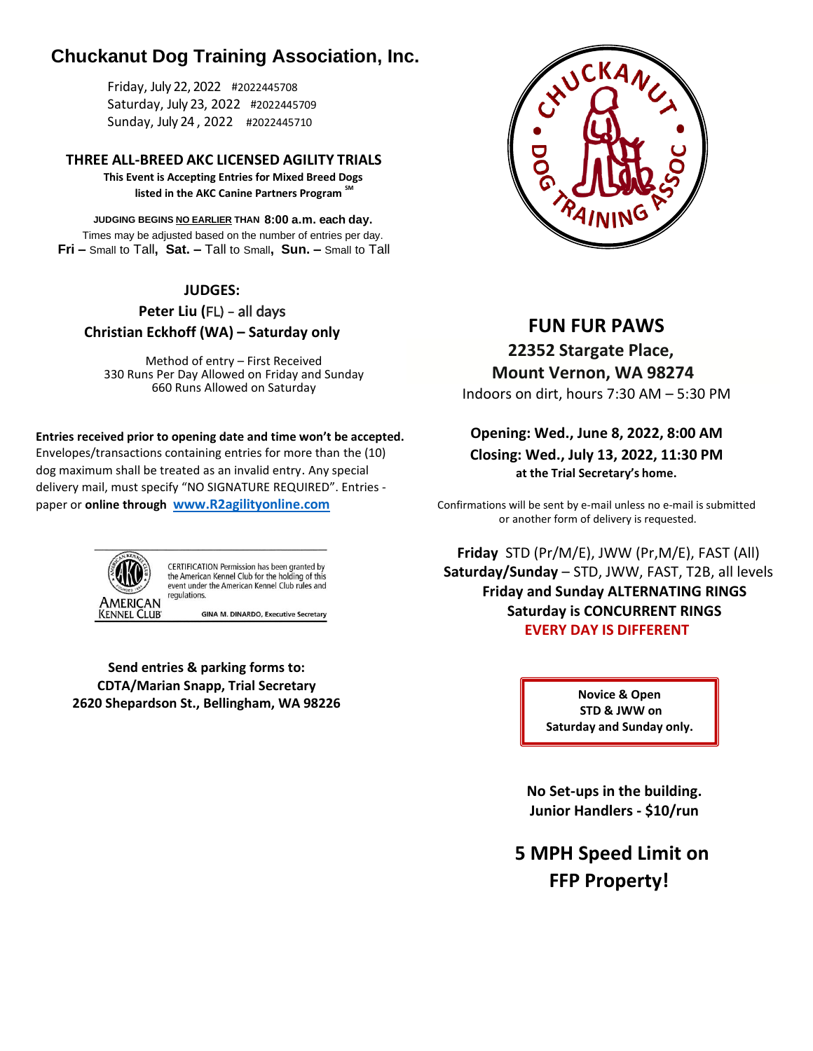# Chuckanut Dog Training Association, Inc.

Friday, July 22, 2022 #2022445708
Saturday, July 23, 2022 #2022445709
Sunday, July 24 , 2022 #2022445710

## THREE ALL-BREED AKC LICENSED AGILITY TRIALS

**This Event is Accepting Entries for Mixed Breed Dogs listed in the AKC Canine Partners Program** SM

**JUDGING BEGINS NO EARLIER THAN 8:00 a.m. each day.**
Times may be adjusted based on the number of entries per day.
**Fri –** Small to Tall**, Sat. –** Tall to Small**, Sun. –** Small to Tall

**JUDGES:**
**Peter Liu (FL) – all days**
**Christian Eckhoff (WA) – Saturday only**

Method of entry – First Received
330 Runs Per Day Allowed on Friday and Sunday
660 Runs Allowed on Saturday

**Entries received prior to opening date and time won't be accepted.** Envelopes/transactions containing entries for more than the (10) dog maximum shall be treated as an invalid entry. Any special delivery mail, must specify "NO SIGNATURE REQUIRED". Entries - paper or **online through www.R2agilityonline.com**

CERTIFICATION Permission has been granted by the American Kennel Club for the holding of this event under the American Kennel Club rules and regulations.
AMERICAN KENNEL CLUB — GINA M. DINARDO, Executive Secretary

**Send entries & parking forms to:**
**CDTA/Marian Snapp, Trial Secretary**
**2620 Shepardson St., Bellingham, WA 98226**

## FUN FUR PAWS

**22352 Stargate Place,**
**Mount Vernon, WA 98274**
Indoors on dirt, hours 7:30 AM – 5:30 PM

**Opening: Wed., June 8, 2022, 8:00 AM**
**Closing: Wed., July 13, 2022, 11:30 PM**
**at the Trial Secretary's home.**

Confirmations will be sent by e-mail unless no e-mail is submitted or another form of delivery is requested.

**Friday** STD (Pr/M/E), JWW (Pr,M/E), FAST (All)
**Saturday/Sunday** – STD, JWW, FAST, T2B, all levels
**Friday and Sunday ALTERNATING RINGS**
**Saturday is CONCURRENT RINGS**
**EVERY DAY IS DIFFERENT**

**Novice & Open STD & JWW on Saturday and Sunday only.**

**No Set-ups in the building.**
**Junior Handlers - $10/run**

**5 MPH Speed Limit on FFP Property!**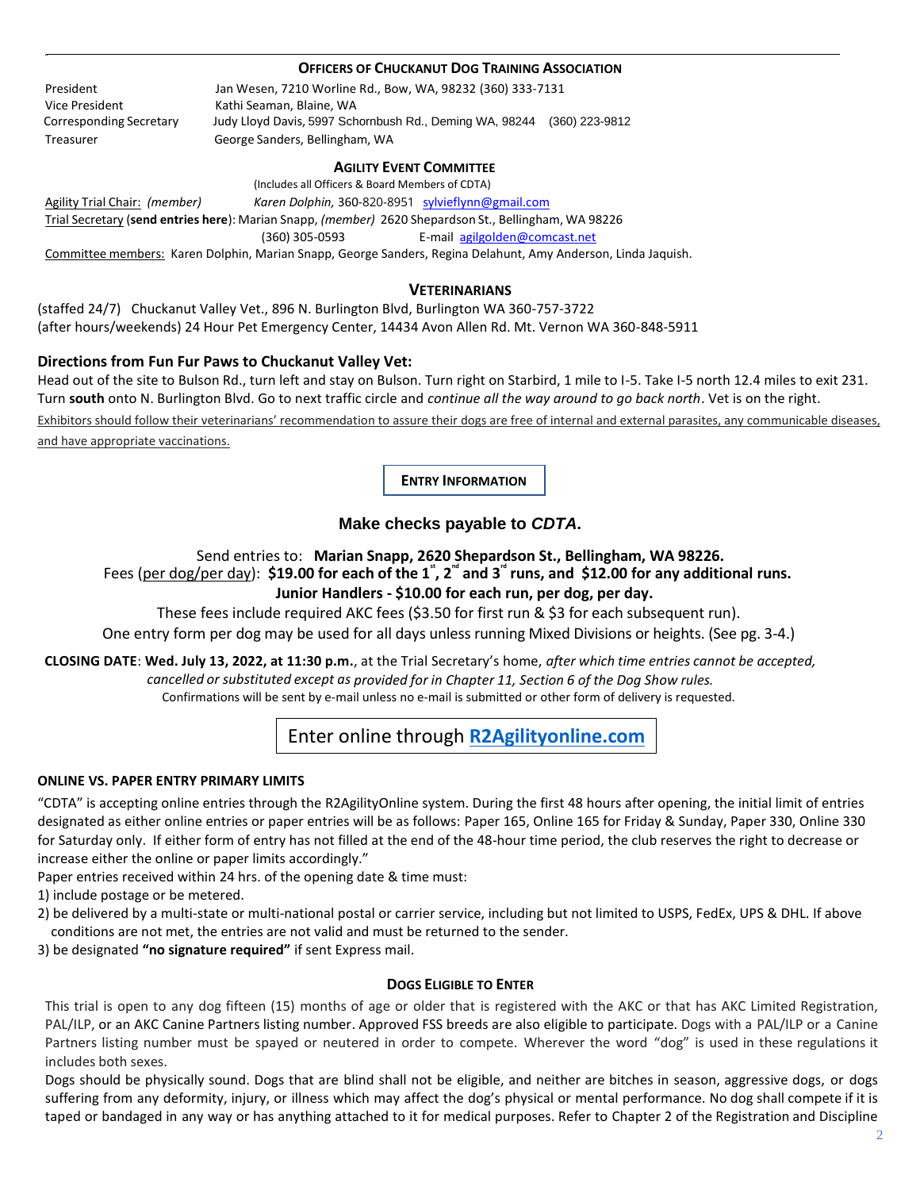## OFFICERS OF CHUCKANUT DOG TRAINING ASSOCIATION

| | |
|---|---|
| President | Jan Wesen, 7210 Worline Rd., Bow, WA, 98232 (360) 333-7131 |
| Vice President | Kathi Seaman, Blaine, WA |
| Corresponding Secretary | Judy Lloyd Davis, 5997 Schornbush Rd., Deming WA, 98244 (360) 223-9812 |
| Treasurer | George Sanders, Bellingham, WA |

### AGILITY EVENT COMMITTEE

(Includes all Officers & Board Members of CDTA)

Agility Trial Chair: *(member)* *Karen Dolphin,* 360-820-8951 sylvieflynn@gmail.com

Trial Secretary (**send entries here**): Marian Snapp, *(member)* 2620 Shepardson St., Bellingham, WA 98226
(360) 305-0593 E-mail agilgolden@comcast.net

Committee members: Karen Dolphin, Marian Snapp, George Sanders, Regina Delahunt, Amy Anderson, Linda Jaquish.

### VETERINARIANS

(staffed 24/7) Chuckanut Valley Vet., 896 N. Burlington Blvd, Burlington WA 360-757-3722
(after hours/weekends) 24 Hour Pet Emergency Center, 14434 Avon Allen Rd. Mt. Vernon WA 360-848-5911

**Directions from Fun Fur Paws to Chuckanut Valley Vet:**

Head out of the site to Bulson Rd., turn left and stay on Bulson. Turn right on Starbird, 1 mile to I-5. Take I-5 north 12.4 miles to exit 231. Turn **south** onto N. Burlington Blvd. Go to next traffic circle and *continue all the way around to go back north*. Vet is on the right.

Exhibitors should follow their veterinarians' recommendation to assure their dogs are free of internal and external parasites, any communicable diseases, and have appropriate vaccinations.

## ENTRY INFORMATION

**Make checks payable to *CDTA*.**

Send entries to: **Marian Snapp, 2620 Shepardson St., Bellingham, WA 98226.**
Fees (per dog/per day): **\$19.00 for each of the 1st, 2nd and 3rd runs, and \$12.00 for any additional runs.**
**Junior Handlers - \$10.00 for each run, per dog, per day.**
These fees include required AKC fees (\$3.50 for first run & \$3 for each subsequent run).
One entry form per dog may be used for all days unless running Mixed Divisions or heights. (See pg. 3-4.)

**CLOSING DATE**: **Wed. July 13, 2022, at 11:30 p.m.**, at the Trial Secretary's home, *after which time entries cannot be accepted, cancelled or substituted except as provided for in Chapter 11, Section 6 of the Dog Show rules.*
Confirmations will be sent by e-mail unless no e-mail is submitted or other form of delivery is requested.

Enter online through **R2Agilityonline.com**

### ONLINE VS. PAPER ENTRY PRIMARY LIMITS

"CDTA" is accepting online entries through the R2AgilityOnline system. During the first 48 hours after opening, the initial limit of entries designated as either online entries or paper entries will be as follows: Paper 165, Online 165 for Friday & Sunday, Paper 330, Online 330 for Saturday only. If either form of entry has not filled at the end of the 48-hour time period, the club reserves the right to decrease or increase either the online or paper limits accordingly."

Paper entries received within 24 hrs. of the opening date & time must:

1) include postage or be metered.
2) be delivered by a multi-state or multi-national postal or carrier service, including but not limited to USPS, FedEx, UPS & DHL. If above conditions are not met, the entries are not valid and must be returned to the sender.
3) be designated **"no signature required"** if sent Express mail.

### DOGS ELIGIBLE TO ENTER

This trial is open to any dog fifteen (15) months of age or older that is registered with the AKC or that has AKC Limited Registration, PAL/ILP, or an AKC Canine Partners listing number. Approved FSS breeds are also eligible to participate. Dogs with a PAL/ILP or a Canine Partners listing number must be spayed or neutered in order to compete. Wherever the word "dog" is used in these regulations it includes both sexes.

Dogs should be physically sound. Dogs that are blind shall not be eligible, and neither are bitches in season, aggressive dogs, or dogs suffering from any deformity, injury, or illness which may affect the dog's physical or mental performance. No dog shall compete if it is taped or bandaged in any way or has anything attached to it for medical purposes. Refer to Chapter 2 of the Registration and Discipline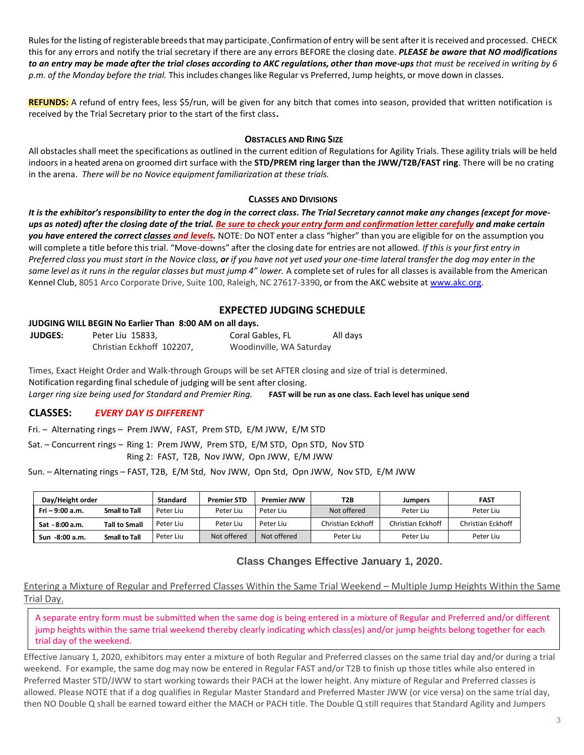Rules for the listing of registerable breeds that may participate. Confirmation of entry will be sent after it is received and processed. CHECK this for any errors and notify the trial secretary if there are any errors BEFORE the closing date. ***PLEASE be aware that NO modifications to an entry may be made after the trial closes according to AKC regulations, other than move-ups*** *that must be received in writing by 6 p.m. of the Monday before the trial.* This includes changes like Regular vs Preferred, Jump heights, or move down in classes.

**REFUNDS:** A refund of entry fees, less $5/run, will be given for any bitch that comes into season, provided that written notification is received by the Trial Secretary prior to the start of the first class**.**

### OBSTACLES AND RING SIZE

All obstacles shall meet the specifications as outlined in the current edition of Regulations for Agility Trials. These agility trials will be held indoors in a heated arena on groomed dirt surface with the **STD/PREM ring larger than the JWW/T2B/FAST ring**. There will be no crating in the arena. *There will be no Novice equipment familiarization at these trials.*

### CLASSES AND DIVISIONS

***It is the exhibitor's responsibility to enter the dog in the correct class. The Trial Secretary cannot make any changes (except for move-ups as noted) after the closing date of the trial. Be sure to check your entry form and confirmation letter carefully and make certain you have entered the correct classes and levels.*** NOTE: Do NOT enter a class "higher" than you are eligible for on the assumption you will complete a title before this trial. "Move-downs" after the closing date for entries are not allowed. *If this is your first entry in Preferred class you must start in the Novice class,* ***or*** *if you have not yet used your one-time lateral transfer the dog may enter in the same level as it runs in the regular classes but must jump 4" lower.* A complete set of rules for all classes is available from the American Kennel Club, 8051 Arco Corporate Drive, Suite 100, Raleigh, NC 27617-3390, or from the AKC website at www.akc.org.

## EXPECTED JUDGING SCHEDULE

**JUDGING WILL BEGIN No Earlier Than 8:00 AM on all days.**

**JUDGES:** Peter Liu 15833, Coral Gables, FL — All days
Christian Eckhoff 102207, Woodinville, WA Saturday

Times, Exact Height Order and Walk-through Groups will be set AFTER closing and size of trial is determined.
Notification regarding final schedule of judging will be sent after closing.
*Larger ring size being used for Standard and Premier Ring.* **FAST will be run as one class. Each level has unique send**

**CLASSES:** ***EVERY DAY IS DIFFERENT***

Fri. – Alternating rings – Prem JWW, FAST, Prem STD, E/M JWW, E/M STD

Sat. – Concurrent rings – Ring 1: Prem JWW, Prem STD, E/M STD, Opn STD, Nov STD
Ring 2: FAST, T2B, Nov JWW, Opn JWW, E/M JWW

Sun. – Alternating rings – FAST, T2B, E/M Std, Nov JWW, Opn Std, Opn JWW, Nov STD, E/M JWW

| Day/Height order | | Standard | Premier STD | Premier JWW | T2B | Jumpers | FAST |
|---|---|---|---|---|---|---|---|
| Fri – 9:00 a.m. | Small to Tall | Peter Liu | Peter Liu | Peter Liu | Not offered | Peter Liu | Peter Liu |
| Sat - 8:00 a.m. | Tall to Small | Peter Liu | Peter Liu | Peter Liu | Christian Eckhoff | Christian Eckhoff | Christian Eckhoff |
| Sun -8:00 a.m. | Small to Tall | Peter Liu | Not offered | Not offered | Peter Liu | Peter Liu | Peter Liu |

## Class Changes Effective January 1, 2020.

Entering a Mixture of Regular and Preferred Classes Within the Same Trial Weekend – Multiple Jump Heights Within the Same Trial Day.

A separate entry form must be submitted when the same dog is being entered in a mixture of Regular and Preferred and/or different jump heights within the same trial weekend thereby clearly indicating which class(es) and/or jump heights belong together for each trial day of the weekend.

Effective January 1, 2020, exhibitors may enter a mixture of both Regular and Preferred classes on the same trial day and/or during a trial weekend. For example, the same dog may now be entered in Regular FAST and/or T2B to finish up those titles while also entered in Preferred Master STD/JWW to start working towards their PACH at the lower height. Any mixture of Regular and Preferred classes is allowed. Please NOTE that if a dog qualifies in Regular Master Standard and Preferred Master JWW (or vice versa) on the same trial day, then NO Double Q shall be earned toward either the MACH or PACH title. The Double Q still requires that Standard Agility and Jumpers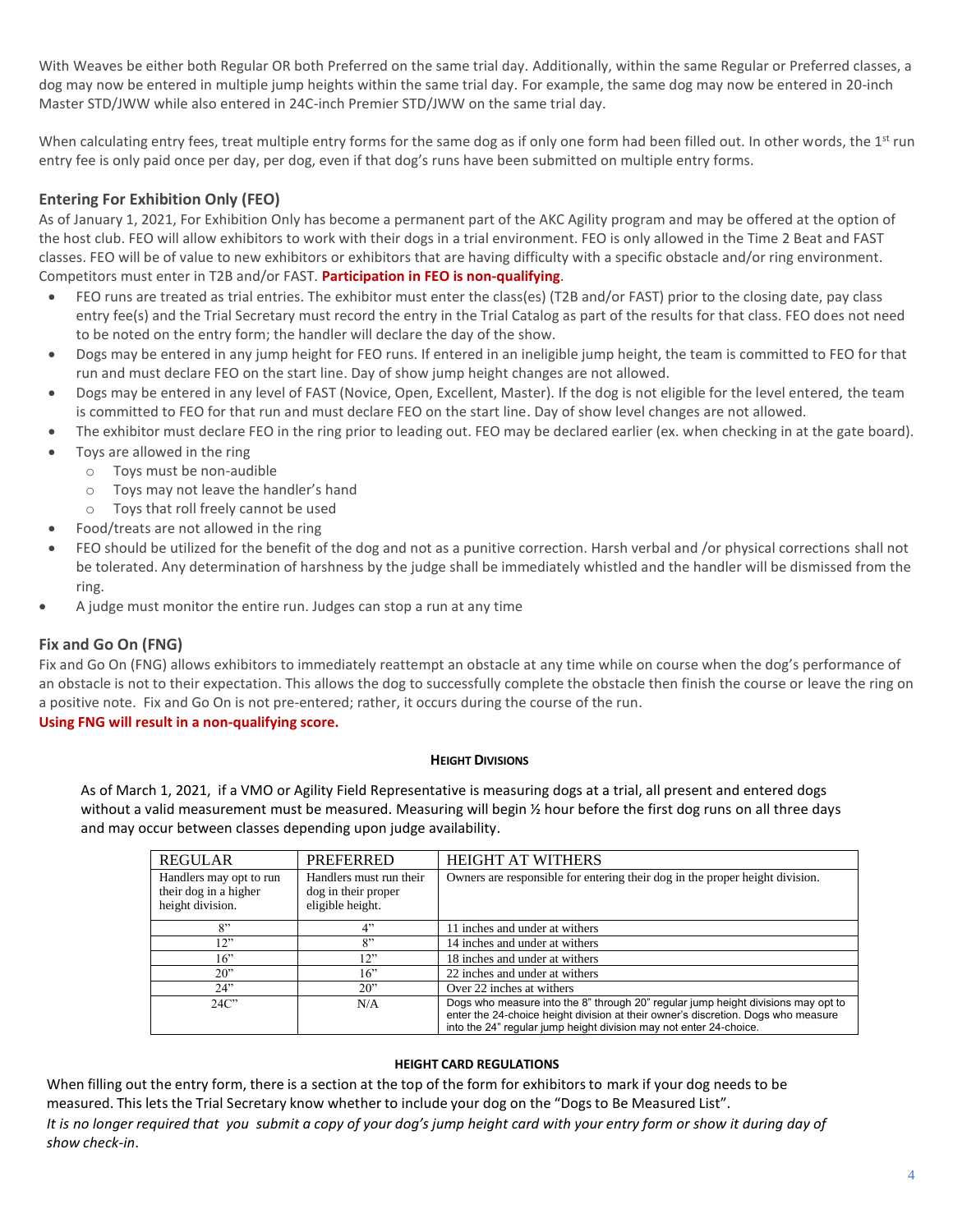With Weaves be either both Regular OR both Preferred on the same trial day. Additionally, within the same Regular or Preferred classes, a dog may now be entered in multiple jump heights within the same trial day. For example, the same dog may now be entered in 20-inch Master STD/JWW while also entered in 24C-inch Premier STD/JWW on the same trial day.

When calculating entry fees, treat multiple entry forms for the same dog as if only one form had been filled out. In other words, the 1st run entry fee is only paid once per day, per dog, even if that dog's runs have been submitted on multiple entry forms.

### Entering For Exhibition Only (FEO)

As of January 1, 2021, For Exhibition Only has become a permanent part of the AKC Agility program and may be offered at the option of the host club. FEO will allow exhibitors to work with their dogs in a trial environment. FEO is only allowed in the Time 2 Beat and FAST classes. FEO will be of value to new exhibitors or exhibitors that are having difficulty with a specific obstacle and/or ring environment. Competitors must enter in T2B and/or FAST. **Participation in FEO is non-qualifying**.

- FEO runs are treated as trial entries. The exhibitor must enter the class(es) (T2B and/or FAST) prior to the closing date, pay class entry fee(s) and the Trial Secretary must record the entry in the Trial Catalog as part of the results for that class. FEO does not need to be noted on the entry form; the handler will declare the day of the show.
- Dogs may be entered in any jump height for FEO runs. If entered in an ineligible jump height, the team is committed to FEO for that run and must declare FEO on the start line. Day of show jump height changes are not allowed.
- Dogs may be entered in any level of FAST (Novice, Open, Excellent, Master). If the dog is not eligible for the level entered, the team is committed to FEO for that run and must declare FEO on the start line. Day of show level changes are not allowed.
- The exhibitor must declare FEO in the ring prior to leading out. FEO may be declared earlier (ex. when checking in at the gate board).
- Toys are allowed in the ring
  - Toys must be non-audible
  - Toys may not leave the handler's hand
  - Toys that roll freely cannot be used
- Food/treats are not allowed in the ring
- FEO should be utilized for the benefit of the dog and not as a punitive correction. Harsh verbal and /or physical corrections shall not be tolerated. Any determination of harshness by the judge shall be immediately whistled and the handler will be dismissed from the ring.
- A judge must monitor the entire run. Judges can stop a run at any time

### Fix and Go On (FNG)

Fix and Go On (FNG) allows exhibitors to immediately reattempt an obstacle at any time while on course when the dog's performance of an obstacle is not to their expectation. This allows the dog to successfully complete the obstacle then finish the course or leave the ring on a positive note. Fix and Go On is not pre-entered; rather, it occurs during the course of the run.

**Using FNG will result in a non-qualifying score.**

#### HEIGHT DIVISIONS

As of March 1, 2021, if a VMO or Agility Field Representative is measuring dogs at a trial, all present and entered dogs without a valid measurement must be measured. Measuring will begin ½ hour before the first dog runs on all three days and may occur between classes depending upon judge availability.

| REGULAR | PREFERRED | HEIGHT AT WITHERS |
|---|---|---|
| Handlers may opt to run their dog in a higher height division. | Handlers must run their dog in their proper eligible height. | Owners are responsible for entering their dog in the proper height division. |
| 8" | 4" | 11 inches and under at withers |
| 12" | 8" | 14 inches and under at withers |
| 16" | 12" | 18 inches and under at withers |
| 20" | 16" | 22 inches and under at withers |
| 24" | 20" | Over 22 inches at withers |
| 24C" | N/A | Dogs who measure into the 8" through 20" regular jump height divisions may opt to enter the 24-choice height division at their owner's discretion. Dogs who measure into the 24" regular jump height division may not enter 24-choice. |

#### HEIGHT CARD REGULATIONS

When filling out the entry form, there is a section at the top of the form for exhibitors to mark if your dog needs to be measured. This lets the Trial Secretary know whether to include your dog on the "Dogs to Be Measured List".

*It is no longer required that you submit a copy of your dog's jump height card with your entry form or show it during day of show check-in.*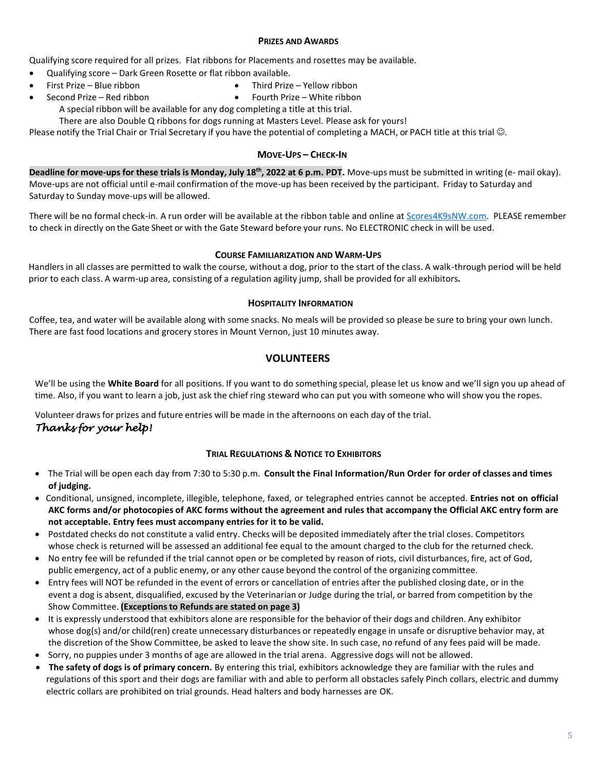### Prizes and Awards

Qualifying score required for all prizes. Flat ribbons for Placements and rosettes may be available.

- Qualifying score – Dark Green Rosette or flat ribbon available.
- First Prize – Blue ribbon
- Second Prize – Red ribbon
- Third Prize – Yellow ribbon
- Fourth Prize – White ribbon

A special ribbon will be available for any dog completing a title at this trial.

There are also Double Q ribbons for dogs running at Masters Level. Please ask for yours!

Please notify the Trial Chair or Trial Secretary if you have the potential of completing a MACH, or PACH title at this trial ☺.

### Move-Ups – Check-In

**Deadline for move-ups for these trials is Monday, July 18th, 2022 at 6 p.m. PDT.** Move-ups must be submitted in writing (e- mail okay). Move-ups are not official until e-mail confirmation of the move-up has been received by the participant. Friday to Saturday and Saturday to Sunday move-ups will be allowed.

There will be no formal check-in. A run order will be available at the ribbon table and online at Scores4K9sNW.com. PLEASE remember to check in directly on the Gate Sheet or with the Gate Steward before your runs. No ELECTRONIC check in will be used.

### Course Familiarization and Warm-Ups

Handlers in all classes are permitted to walk the course, without a dog, prior to the start of the class. A walk-through period will be held prior to each class. A warm-up area, consisting of a regulation agility jump, shall be provided for all exhibitors*.*

### Hospitality Information

Coffee, tea, and water will be available along with some snacks. No meals will be provided so please be sure to bring your own lunch. There are fast food locations and grocery stores in Mount Vernon, just 10 minutes away.

## VOLUNTEERS

We'll be using the **White Board** for all positions. If you want to do something special, please let us know and we'll sign you up ahead of time. Also, if you want to learn a job, just ask the chief ring steward who can put you with someone who will show you the ropes.

Volunteer draws for prizes and future entries will be made in the afternoons on each day of the trial.

*Thanks for your help!*

### Trial Regulations & Notice to Exhibitors

- The Trial will be open each day from 7:30 to 5:30 p.m. **Consult the Final Information/Run Order for order of classes and times of judging.**
- Conditional, unsigned, incomplete, illegible, telephone, faxed, or telegraphed entries cannot be accepted. **Entries not on official AKC forms and/or photocopies of AKC forms without the agreement and rules that accompany the Official AKC entry form are not acceptable. Entry fees must accompany entries for it to be valid.**
- Postdated checks do not constitute a valid entry. Checks will be deposited immediately after the trial closes. Competitors whose check is returned will be assessed an additional fee equal to the amount charged to the club for the returned check.
- No entry fee will be refunded if the trial cannot open or be completed by reason of riots, civil disturbances, fire, act of God, public emergency, act of a public enemy, or any other cause beyond the control of the organizing committee.
- Entry fees will NOT be refunded in the event of errors or cancellation of entries after the published closing date, or in the event a dog is absent, disqualified, excused by the Veterinarian or Judge during the trial, or barred from competition by the Show Committee. **(Exceptions to Refunds are stated on page 3)**
- It is expressly understood that exhibitors alone are responsible for the behavior of their dogs and children. Any exhibitor whose dog(s) and/or child(ren) create unnecessary disturbances or repeatedly engage in unsafe or disruptive behavior may, at the discretion of the Show Committee, be asked to leave the show site. In such case, no refund of any fees paid will be made.
- Sorry, no puppies under 3 months of age are allowed in the trial arena. Aggressive dogs will not be allowed.
- **The safety of dogs is of primary concern.** By entering this trial, exhibitors acknowledge they are familiar with the rules and regulations of this sport and their dogs are familiar with and able to perform all obstacles safely Pinch collars, electric and dummy electric collars are prohibited on trial grounds. Head halters and body harnesses are OK.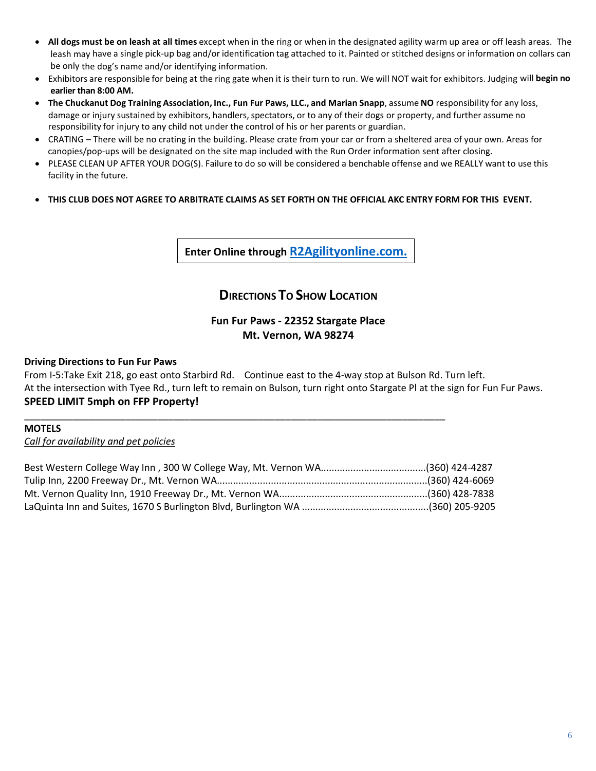- **All dogs must be on leash at all times** except when in the ring or when in the designated agility warm up area or off leash areas. The leash may have a single pick-up bag and/or identification tag attached to it. Painted or stitched designs or information on collars can be only the dog's name and/or identifying information.
- Exhibitors are responsible for being at the ring gate when it is their turn to run. We will NOT wait for exhibitors. Judging will **begin no earlier than 8:00 AM.**
- **The Chuckanut Dog Training Association, Inc., Fun Fur Paws, LLC., and Marian Snapp**, assume **NO** responsibility for any loss, damage or injury sustained by exhibitors, handlers, spectators, or to any of their dogs or property, and further assume no responsibility for injury to any child not under the control of his or her parents or guardian.
- CRATING – There will be no crating in the building. Please crate from your car or from a sheltered area of your own. Areas for canopies/pop-ups will be designated on the site map included with the Run Order information sent after closing.
- PLEASE CLEAN UP AFTER YOUR DOG(S). Failure to do so will be considered a benchable offense and we REALLY want to use this facility in the future.
- **THIS CLUB DOES NOT AGREE TO ARBITRATE CLAIMS AS SET FORTH ON THE OFFICIAL AKC ENTRY FORM FOR THIS EVENT.**

**Enter Online through R2Agilityonline.com.**

## Directions To Show Location

**Fun Fur Paws - 22352 Stargate Place**
**Mt. Vernon, WA 98274**

**Driving Directions to Fun Fur Paws**

From I-5:Take Exit 218, go east onto Starbird Rd. Continue east to the 4-way stop at Bulson Rd. Turn left.
At the intersection with Tyee Rd., turn left to remain on Bulson, turn right onto Stargate Pl at the sign for Fun Fur Paws.

**SPEED LIMIT 5mph on FFP Property!**

---

**MOTELS**

*Call for availability and pet policies*

Best Western College Way Inn , 300 W College Way, Mt. Vernon WA........................................(360) 424-4287
Tulip Inn, 2200 Freeway Dr., Mt. Vernon WA...............................................................................(360) 424-6069
Mt. Vernon Quality Inn, 1910 Freeway Dr., Mt. Vernon WA.......................................................(360) 428-7838
LaQuinta Inn and Suites, 1670 S Burlington Blvd, Burlington WA ...............................................(360) 205-9205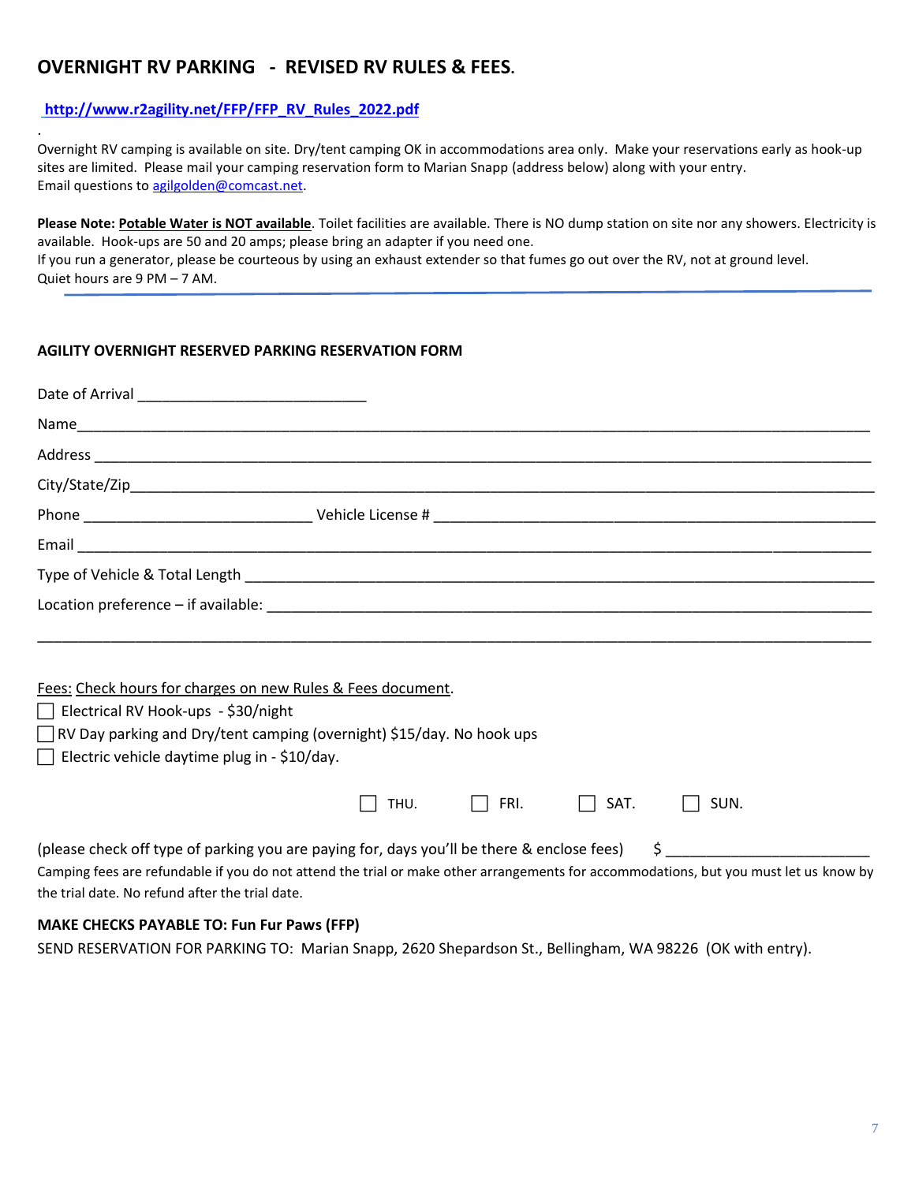## OVERNIGHT RV PARKING - REVISED RV RULES & FEES.

**http://www.r2agility.net/FFP/FFP_RV_Rules_2022.pdf**

.

Overnight RV camping is available on site. Dry/tent camping OK in accommodations area only. Make your reservations early as hook-up sites are limited. Please mail your camping reservation form to Marian Snapp (address below) along with your entry.
Email questions to agilgolden@comcast.net.

**Please Note: Potable Water is NOT available**. Toilet facilities are available. There is NO dump station on site nor any showers. Electricity is available. Hook-ups are 50 and 20 amps; please bring an adapter if you need one.
If you run a generator, please be courteous by using an exhaust extender so that fumes go out over the RV, not at ground level.
Quiet hours are 9 PM – 7 AM.

---

### AGILITY OVERNIGHT RESERVED PARKING RESERVATION FORM

Date of Arrival ___________________________

Name___________________________________________________________________________________________

Address _________________________________________________________________________________________

City/State/Zip_____________________________________________________________________________________

Phone ___________________________ Vehicle License # ___________________________________________________

Email ____________________________________________________________________________________________

Type of Vehicle & Total Length _______________________________________________________________________

Location preference – if available: ____________________________________________________________________

___________________________________________________________________________________________________

Fees: Check hours for charges on new Rules & Fees document.

☐ Electrical RV Hook-ups - $30/night
☐ RV Day parking and Dry/tent camping (overnight) $15/day. No hook ups
☐ Electric vehicle daytime plug in - $10/day.

☐ THU. ☐ FRI. ☐ SAT. ☐ SUN.

(please check off type of parking you are paying for, days you'll be there & enclose fees) $ ________________________

Camping fees are refundable if you do not attend the trial or make other arrangements for accommodations, but you must let us know by the trial date. No refund after the trial date.

**MAKE CHECKS PAYABLE TO: Fun Fur Paws (FFP)**

SEND RESERVATION FOR PARKING TO: Marian Snapp, 2620 Shepardson St., Bellingham, WA 98226 (OK with entry).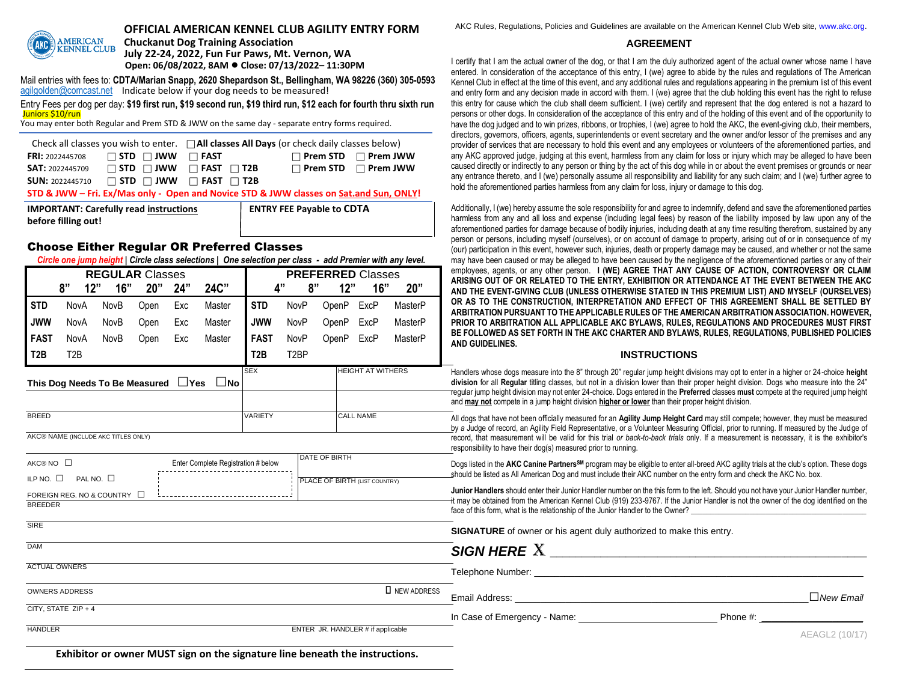# OFFICIAL AMERICAN KENNEL CLUB AGILITY ENTRY FORM

**Chuckanut Dog Training Association**
**July 22-24, 2022, Fun Fur Paws, Mt. Vernon, WA**
**Open: 06/08/2022, 8AM ● Close: 07/13/2022– 11:30PM**

Mail entries with fees to: **CDTA/Marian Snapp, 2620 Shepardson St., Bellingham, WA 98226 (360) 305-0593** agilgolden@comcast.net Indicate below if your dog needs to be measured!

Entry Fees per dog per day: **$19 first run, $19 second run, $19 third run, $12 each for fourth thru sixth run** Juniors $10/run

You may enter both Regular and Prem STD & JWW on the same day - separate entry forms required.

Check all classes you wish to enter. ☐ **All classes All Days** (or check daily classes below)

**FRI:** 2022445708 ☐ **STD** ☐ **JWW** ☐ **FAST** ☐ **Prem STD** ☐ **Prem JWW**

**SAT:** 2022445709 ☐ **STD** ☐ **JWW** ☐ **FAST** ☐ **T2B** ☐ **Prem STD** ☐ **Prem JWW**

**SUN:** 2022445710 ☐ **STD** ☐ **JWW** ☐ **FAST** ☐ **T2B**

**STD & JWW – Fri. Ex/Mas only - Open and Novice STD & JWW classes on Sat.and Sun, ONLY!**

**IMPORTANT: Carefully read instructions before filling out!**

**ENTRY FEE Payable to CDTA**

## Choose Either Regular OR Preferred Classes

*Circle one jump height* | *Circle class selections* | *One selection per class - add Premier with any level.*

| REGULAR Classes | | | | | | | PREFERRED Classes | | | | |
|---|---|---|---|---|---|---|---|---|---|---|---|
| | 8" | 12" | 16" | 20" | 24" | 24C" | | 4" | 8" | 12" | 16" | 20" |
| **STD** | NovA | NovB | Open | Exc | Master | **STD** | NovP | OpenP | ExcP | MasterP |
| **JWW** | NovA | NovB | Open | Exc | Master | **JWW** | NovP | OpenP | ExcP | MasterP |
| **FAST** | NovA | NovB | Open | Exc | Master | **FAST** | NovP | OpenP | ExcP | MasterP |
| **T2B** | T2B | | | | | **T2B** | T2BP | | | |

**This Dog Needs To Be Measured** ☐**Yes** ☐**No**

SEX | HEIGHT AT WITHERS

BREED | VARIETY | CALL NAME

AKC® NAME (INCLUDE AKC TITLES ONLY)

AKC® NO ☐ | Enter Complete Registration # below | DATE OF BIRTH

ILP NO. ☐ PAL NO. ☐ | PLACE OF BIRTH (LIST COUNTRY)

FOREIGN REG. NO & COUNTRY ☐

BREEDER

SIRE

DAM

ACTUAL OWNERS

OWNERS ADDRESS ☐ NEW ADDRESS

CITY, STATE ZIP + 4

HANDLER | ENTER JR. HANDLER # if applicable

**Exhibitor or owner MUST sign on the signature line beneath the instructions.**

AKC Rules, Regulations, Policies and Guidelines are available on the American Kennel Club Web site, www.akc.org.

## AGREEMENT

I certify that I am the actual owner of the dog, or that I am the duly authorized agent of the actual owner whose name I have entered. In consideration of the acceptance of this entry, I (we) agree to abide by the rules and regulations of The American Kennel Club in effect at the time of this event, and any additional rules and regulations appearing in the premium list of this event and entry form and any decision made in accord with them. I (we) agree that the club holding this event has the right to refuse this entry for cause which the club shall deem sufficient. I (we) certify and represent that the dog entered is not a hazard to persons or other dogs. In consideration of the acceptance of this entry and of the holding of this event and of the opportunity to have the dog judged and to win prizes, ribbons, or trophies, I (we) agree to hold the AKC, the event-giving club, their members, directors, governors, officers, agents, superintendents or event secretary and the owner and/or lessor of the premises and any provider of services that are necessary to hold this event and any employees or volunteers of the aforementioned parties, and any AKC approved judge, judging at this event, harmless from any claim for loss or injury which may be alleged to have been caused directly or indirectly to any person or thing by the act of this dog while in or about the event premises or grounds or near any entrance thereto, and I (we) personally assume all responsibility and liability for any such claim; and I (we) further agree to hold the aforementioned parties harmless from any claim for loss, injury or damage to this dog.

Additionally, I (we) hereby assume the sole responsibility for and agree to indemnify, defend and save the aforementioned parties harmless from any and all loss and expense (including legal fees) by reason of the liability imposed by law upon any of the aforementioned parties for damage because of bodily injuries, including death at any time resulting therefrom, sustained by any person or persons, including myself (ourselves), or on account of damage to property, arising out of or in consequence of my (our) participation in this event, however such, injuries, death or property damage may be caused, and whether or not the same may have been caused or may be alleged to have been caused by the negligence of the aforementioned parties or any of their employees, agents, or any other person. **I (WE) AGREE THAT ANY CAUSE OF ACTION, CONTROVERSY OR CLAIM ARISING OUT OF OR RELATED TO THE ENTRY, EXHIBITION OR ATTENDANCE AT THE EVENT BETWEEN THE AKC AND THE EVENT-GIVING CLUB (UNLESS OTHERWISE STATED IN THIS PREMIUM LIST) AND MYSELF (OURSELVES) OR AS TO THE CONSTRUCTION, INTERPRETATION AND EFFECT OF THIS AGREEMENT SHALL BE SETTLED BY ARBITRATION PURSUANT TO THE APPLICABLE RULES OF THE AMERICAN ARBITRATION ASSOCIATION. HOWEVER, PRIOR TO ARBITRATION ALL APPLICABLE AKC BYLAWS, RULES, REGULATIONS AND PROCEDURES MUST FIRST BE FOLLOWED AS SET FORTH IN THE AKC CHARTER AND BYLAWS, RULES, REGULATIONS, PUBLISHED POLICIES AND GUIDELINES.**

## INSTRUCTIONS

Handlers whose dogs measure into the 8" through 20" regular jump height divisions may opt to enter in a higher or 24-choice **height division** for all **Regular** titling classes, but not in a division lower than their proper height division. Dogs who measure into the 24" regular jump height division may not enter 24-choice. Dogs entered in the **Preferred** classes **must** compete at the required jump height and **may not** compete in a jump height division **higher or lower** than their proper height division.

All dogs that have not been officially measured for an **Agility Jump Height Card** may still compete; however, they must be measured by a Judge of record, an Agility Field Representative, or a Volunteer Measuring Official, prior to running. If measured by the Judge of record, that measurement will be valid for this trial *or back-to-back trials* only. If a measurement is necessary, it is the exhibitor's responsibility to have their dog(s) measured prior to running.

Dogs listed in the **AKC Canine Partners[SM]** program may be eligible to enter all-breed AKC agility trials at the club's option. These dogs should be listed as All American Dog and must include their AKC number on the entry form and check the AKC No. box.

**Junior Handlers** should enter their Junior Handler number on the this form to the left. Should you not have your Junior Handler number, it may be obtained from the American Kennel Club (919) 233-9767. If the Junior Handler is not the owner of the dog identified on the face of this form, what is the relationship of the Junior Handler to the Owner? ____________________

**SIGNATURE** of owner or his agent duly authorized to make this entry.

***SIGN HERE X*** ____________________

Telephone Number: ____________________

Email Address: ____________________ ☐*New Email*

In Case of Emergency - Name: ____________________ Phone #: ____________________

AEAGL2 (10/17)